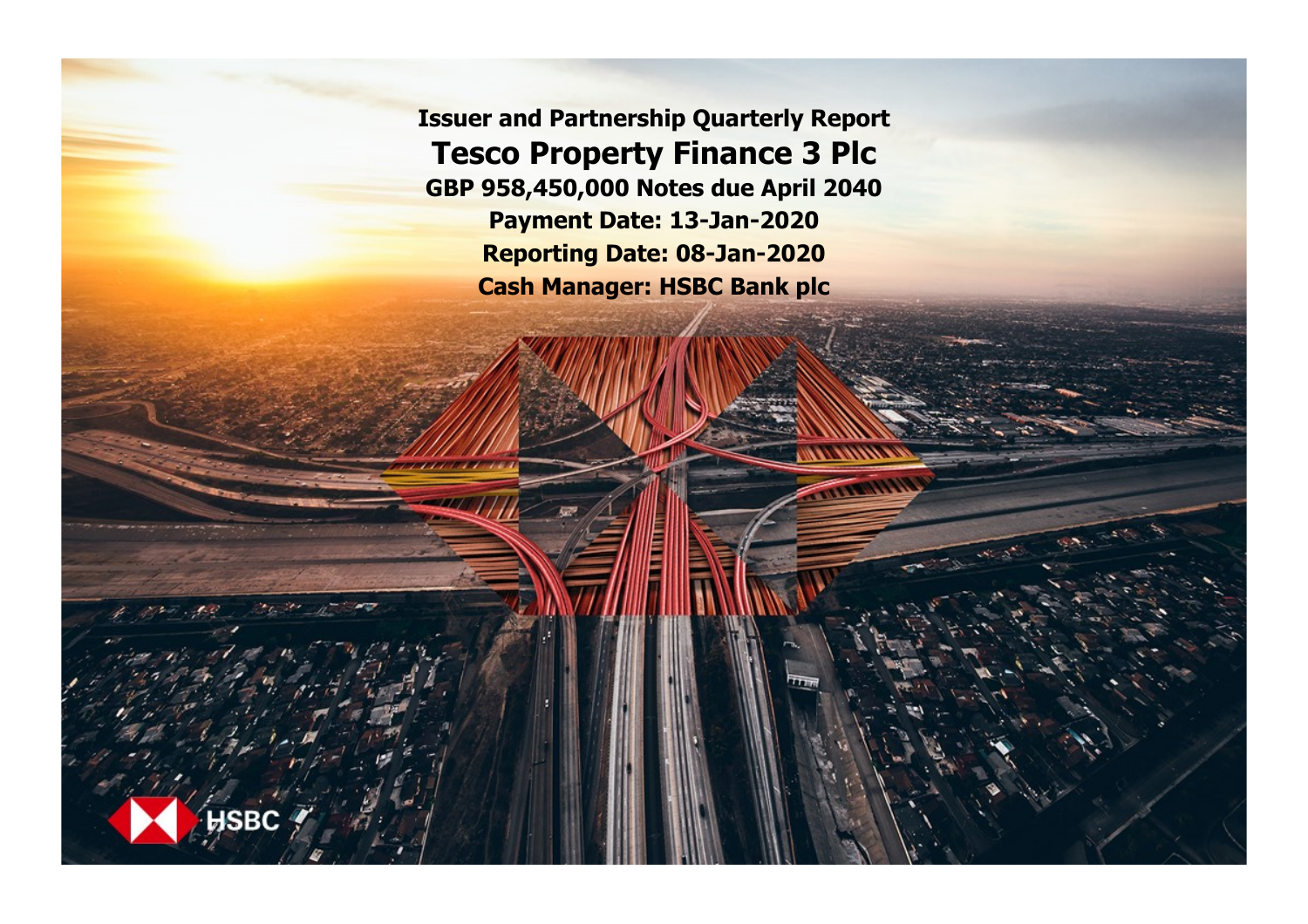# Issuer and Partnership Quarterly Report

# Tesco Property Finance 3 Plc

**GBP 958,450,000 Notes due April 2040**

**Payment Date: 13-Jan-2020**

**Reporting Date: 08-Jan-2020**

**Cash Manager: HSBC Bank plc**

HSBC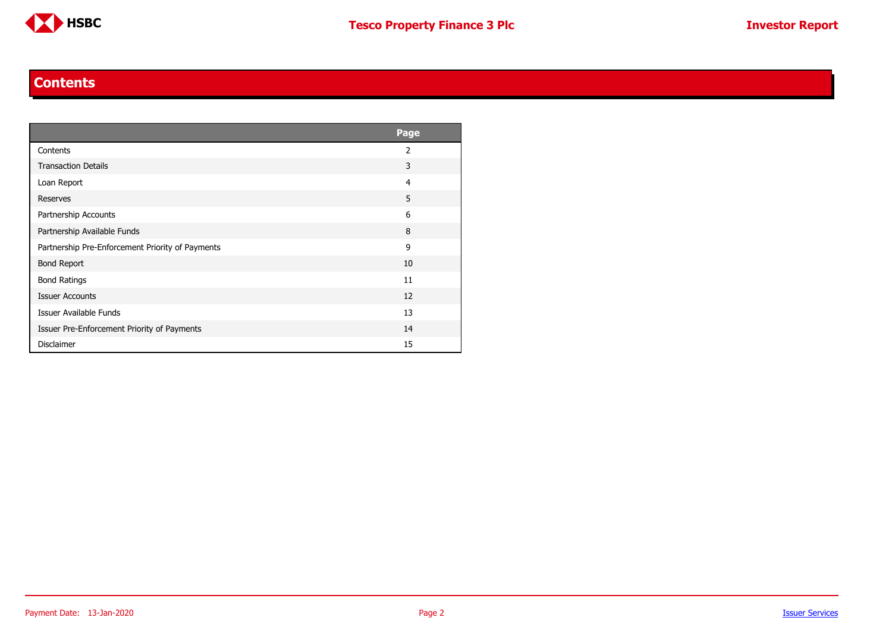## Contents

| | Page |
|---|---|
| Contents | 2 |
| Transaction Details | 3 |
| Loan Report | 4 |
| Reserves | 5 |
| Partnership Accounts | 6 |
| Partnership Available Funds | 8 |
| Partnership Pre-Enforcement Priority of Payments | 9 |
| Bond Report | 10 |
| Bond Ratings | 11 |
| Issuer Accounts | 12 |
| Issuer Available Funds | 13 |
| Issuer Pre-Enforcement Priority of Payments | 14 |
| Disclaimer | 15 |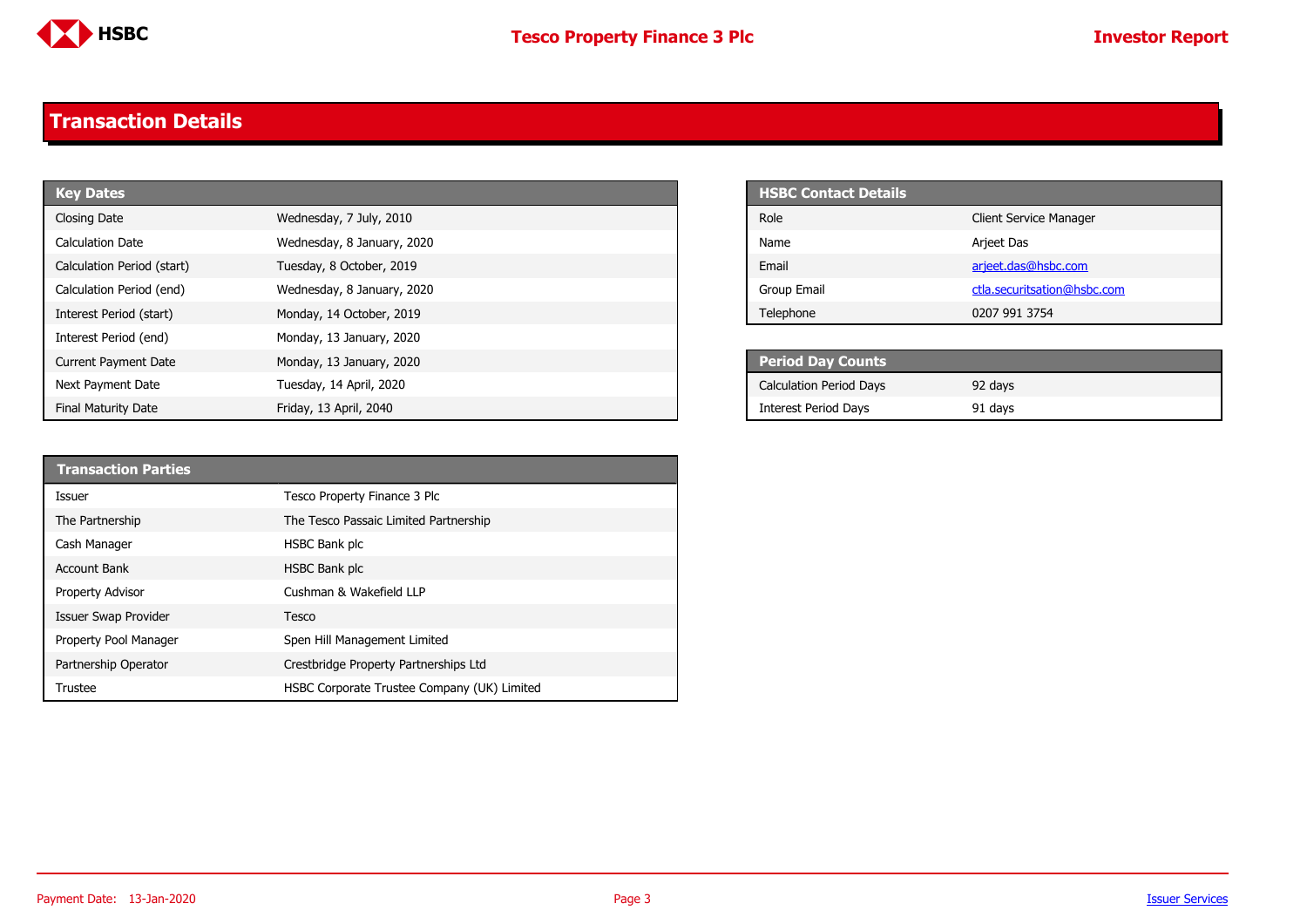## Transaction Details

| Key Dates | |
|---|---|
| Closing Date | Wednesday, 7 July, 2010 |
| Calculation Date | Wednesday, 8 January, 2020 |
| Calculation Period (start) | Tuesday, 8 October, 2019 |
| Calculation Period (end) | Wednesday, 8 January, 2020 |
| Interest Period (start) | Monday, 14 October, 2019 |
| Interest Period (end) | Monday, 13 January, 2020 |
| Current Payment Date | Monday, 13 January, 2020 |
| Next Payment Date | Tuesday, 14 April, 2020 |
| Final Maturity Date | Friday, 13 April, 2040 |

| HSBC Contact Details | |
|---|---|
| Role | Client Service Manager |
| Name | Arjeet Das |
| Email | arjeet.das@hsbc.com |
| Group Email | ctla.securitsation@hsbc.com |
| Telephone | 0207 991 3754 |

| Period Day Counts | |
|---|---|
| Calculation Period Days | 92 days |
| Interest Period Days | 91 days |

| Transaction Parties | |
|---|---|
| Issuer | Tesco Property Finance 3 Plc |
| The Partnership | The Tesco Passaic Limited Partnership |
| Cash Manager | HSBC Bank plc |
| Account Bank | HSBC Bank plc |
| Property Advisor | Cushman & Wakefield LLP |
| Issuer Swap Provider | Tesco |
| Property Pool Manager | Spen Hill Management Limited |
| Partnership Operator | Crestbridge Property Partnerships Ltd |
| Trustee | HSBC Corporate Trustee Company (UK) Limited |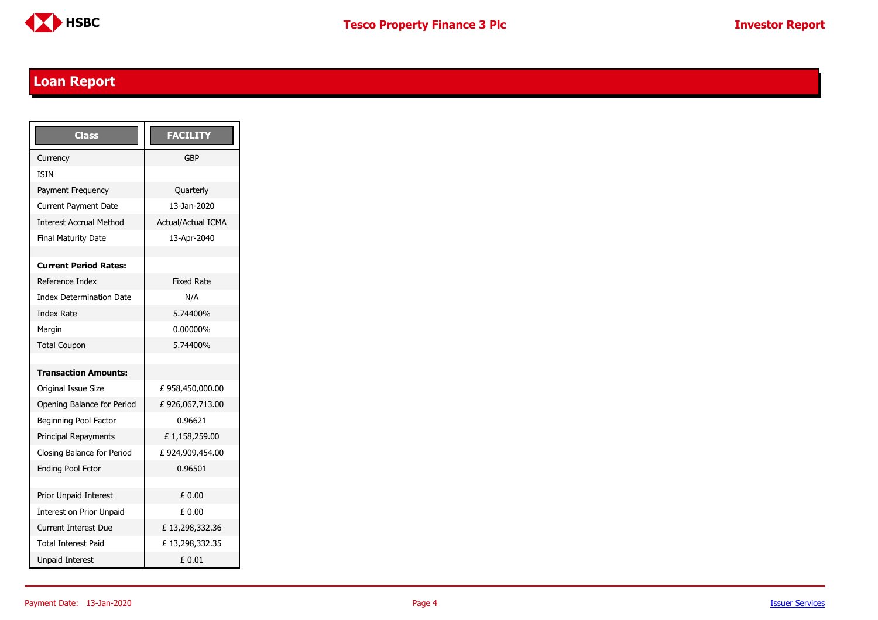## Loan Report

| Class | FACILITY |
|---|---|
| Currency | GBP |
| ISIN | |
| Payment Frequency | Quarterly |
| Current Payment Date | 13-Jan-2020 |
| Interest Accrual Method | Actual/Actual ICMA |
| Final Maturity Date | 13-Apr-2040 |
| | |
| **Current Period Rates:** | |
| Reference Index | Fixed Rate |
| Index Determination Date | N/A |
| Index Rate | 5.74400% |
| Margin | 0.00000% |
| Total Coupon | 5.74400% |
| | |
| **Transaction Amounts:** | |
| Original Issue Size | £ 958,450,000.00 |
| Opening Balance for Period | £ 926,067,713.00 |
| Beginning Pool Factor | 0.96621 |
| Principal Repayments | £ 1,158,259.00 |
| Closing Balance for Period | £ 924,909,454.00 |
| Ending Pool Fctor | 0.96501 |
| | |
| Prior Unpaid Interest | £ 0.00 |
| Interest on Prior Unpaid | £ 0.00 |
| Current Interest Due | £ 13,298,332.36 |
| Total Interest Paid | £ 13,298,332.35 |
| Unpaid Interest | £ 0.01 |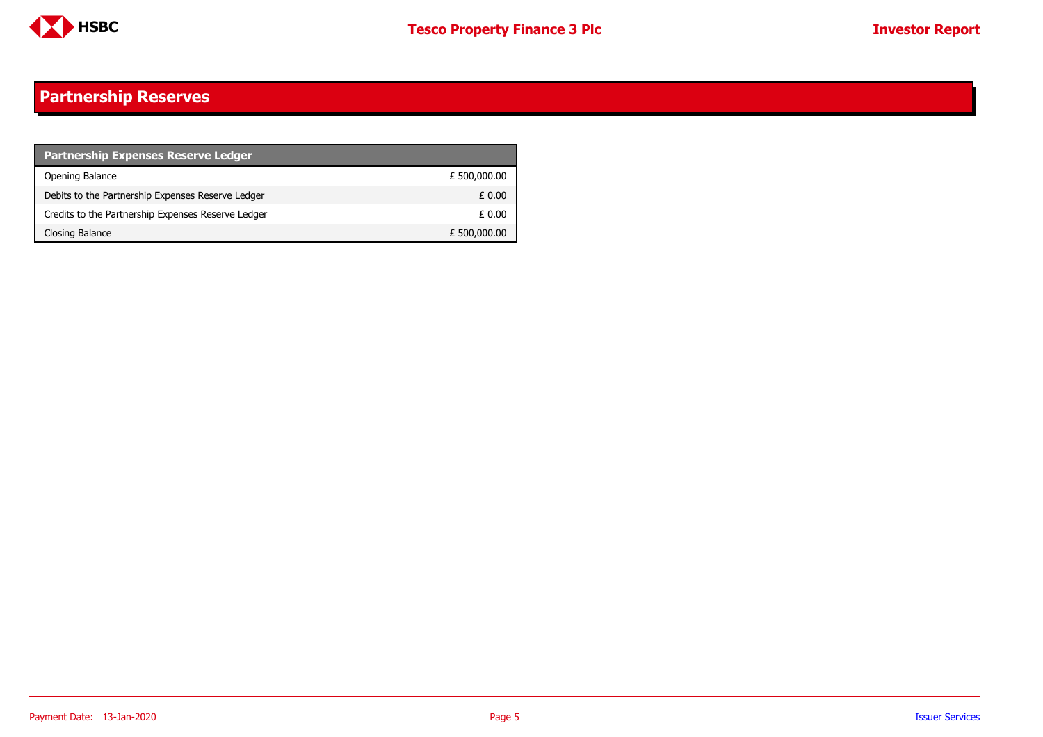## Partnership Reserves

| Partnership Expenses Reserve Ledger | |
|---|---|
| Opening Balance | £ 500,000.00 |
| Debits to the Partnership Expenses Reserve Ledger | £ 0.00 |
| Credits to the Partnership Expenses Reserve Ledger | £ 0.00 |
| Closing Balance | £ 500,000.00 |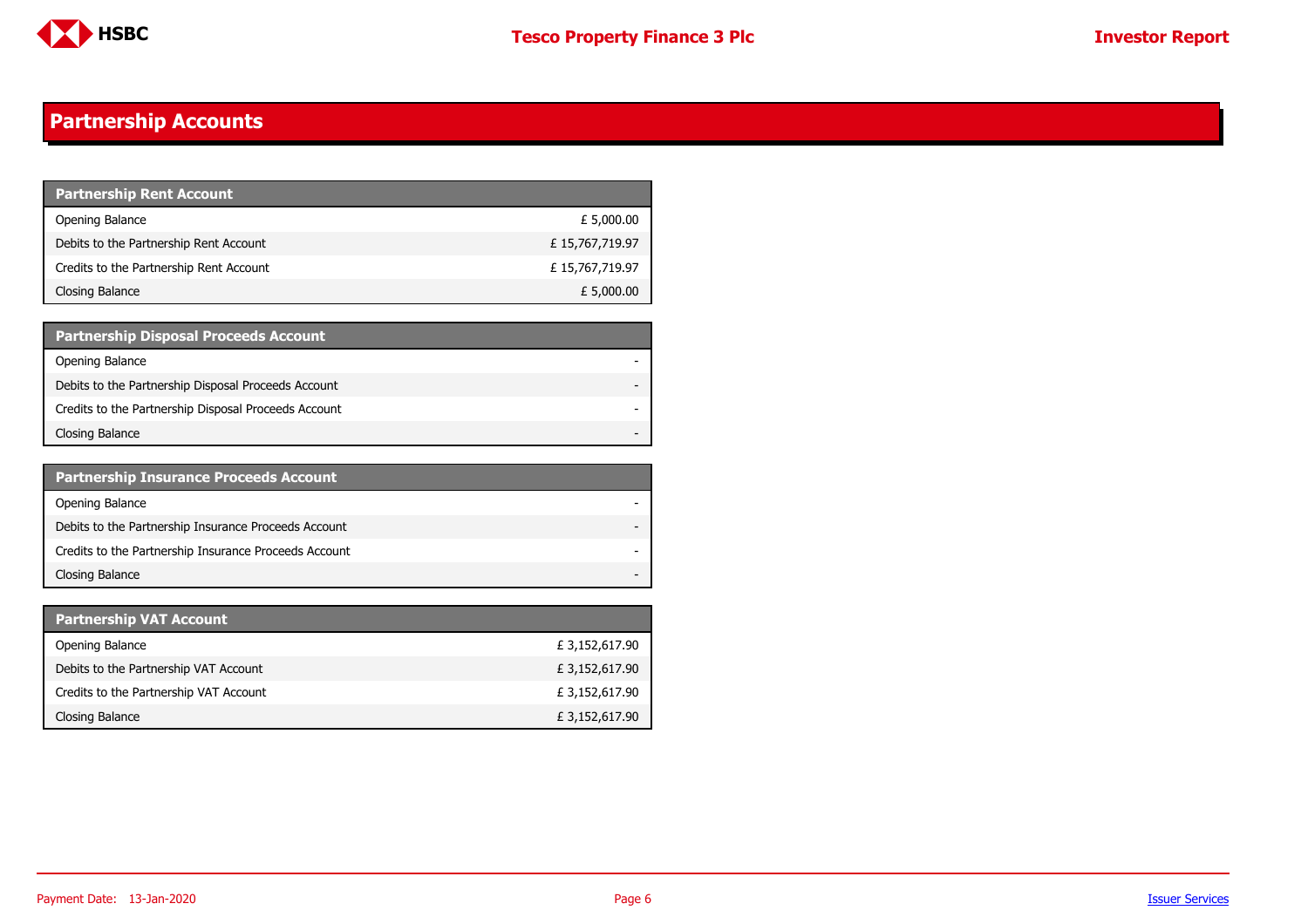## Partnership Accounts

| Partnership Rent Account | |
|---|---|
| Opening Balance | £ 5,000.00 |
| Debits to the Partnership Rent Account | £ 15,767,719.97 |
| Credits to the Partnership Rent Account | £ 15,767,719.97 |
| Closing Balance | £ 5,000.00 |

| Partnership Disposal Proceeds Account | |
|---|---|
| Opening Balance | - |
| Debits to the Partnership Disposal Proceeds Account | - |
| Credits to the Partnership Disposal Proceeds Account | - |
| Closing Balance | - |

| Partnership Insurance Proceeds Account | |
|---|---|
| Opening Balance | - |
| Debits to the Partnership Insurance Proceeds Account | - |
| Credits to the Partnership Insurance Proceeds Account | - |
| Closing Balance | - |

| Partnership VAT Account | |
|---|---|
| Opening Balance | £ 3,152,617.90 |
| Debits to the Partnership VAT Account | £ 3,152,617.90 |
| Credits to the Partnership VAT Account | £ 3,152,617.90 |
| Closing Balance | £ 3,152,617.90 |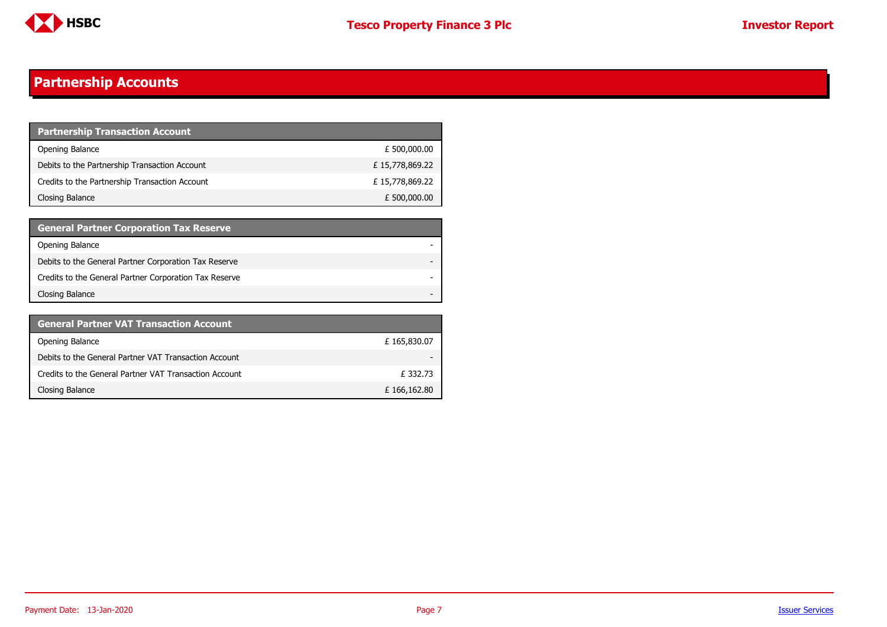# Partnership Accounts

| Partnership Transaction Account | |
|---|---|
| Opening Balance | £ 500,000.00 |
| Debits to the Partnership Transaction Account | £ 15,778,869.22 |
| Credits to the Partnership Transaction Account | £ 15,778,869.22 |
| Closing Balance | £ 500,000.00 |

| General Partner Corporation Tax Reserve | |
|---|---|
| Opening Balance | - |
| Debits to the General Partner Corporation Tax Reserve | - |
| Credits to the General Partner Corporation Tax Reserve | - |
| Closing Balance | - |

| General Partner VAT Transaction Account | |
|---|---|
| Opening Balance | £ 165,830.07 |
| Debits to the General Partner VAT Transaction Account | - |
| Credits to the General Partner VAT Transaction Account | £ 332.73 |
| Closing Balance | £ 166,162.80 |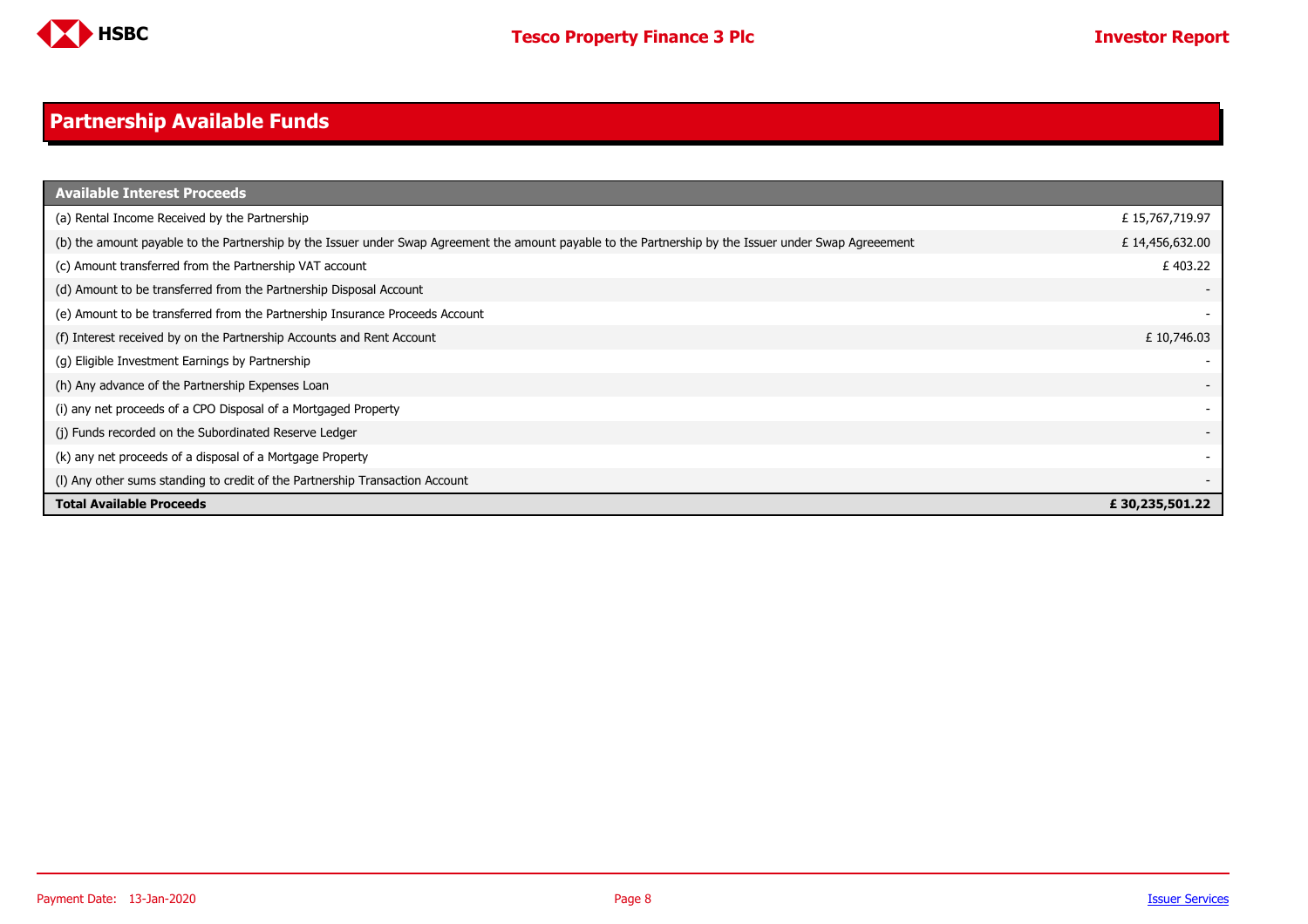## Partnership Available Funds

| Available Interest Proceeds | |
|---|---|
| (a) Rental Income Received by the Partnership | £ 15,767,719.97 |
| (b) the amount payable to the Partnership by the Issuer under Swap Agreement the amount payable to the Partnership by the Issuer under Swap Agreeement | £ 14,456,632.00 |
| (c) Amount transferred from the Partnership VAT account | £ 403.22 |
| (d) Amount to be transferred from the Partnership Disposal Account | - |
| (e) Amount to be transferred from the Partnership Insurance Proceeds Account | - |
| (f) Interest received by on the Partnership Accounts and Rent Account | £ 10,746.03 |
| (g) Eligible Investment Earnings by Partnership | - |
| (h) Any advance of the Partnership Expenses Loan | - |
| (i) any net proceeds of a CPO Disposal of a Mortgaged Property | - |
| (j) Funds recorded on the Subordinated Reserve Ledger | - |
| (k) any net proceeds of a disposal of a Mortgage Property | - |
| (l) Any other sums standing to credit of the Partnership Transaction Account | - |
| **Total Available Proceeds** | **£ 30,235,501.22** |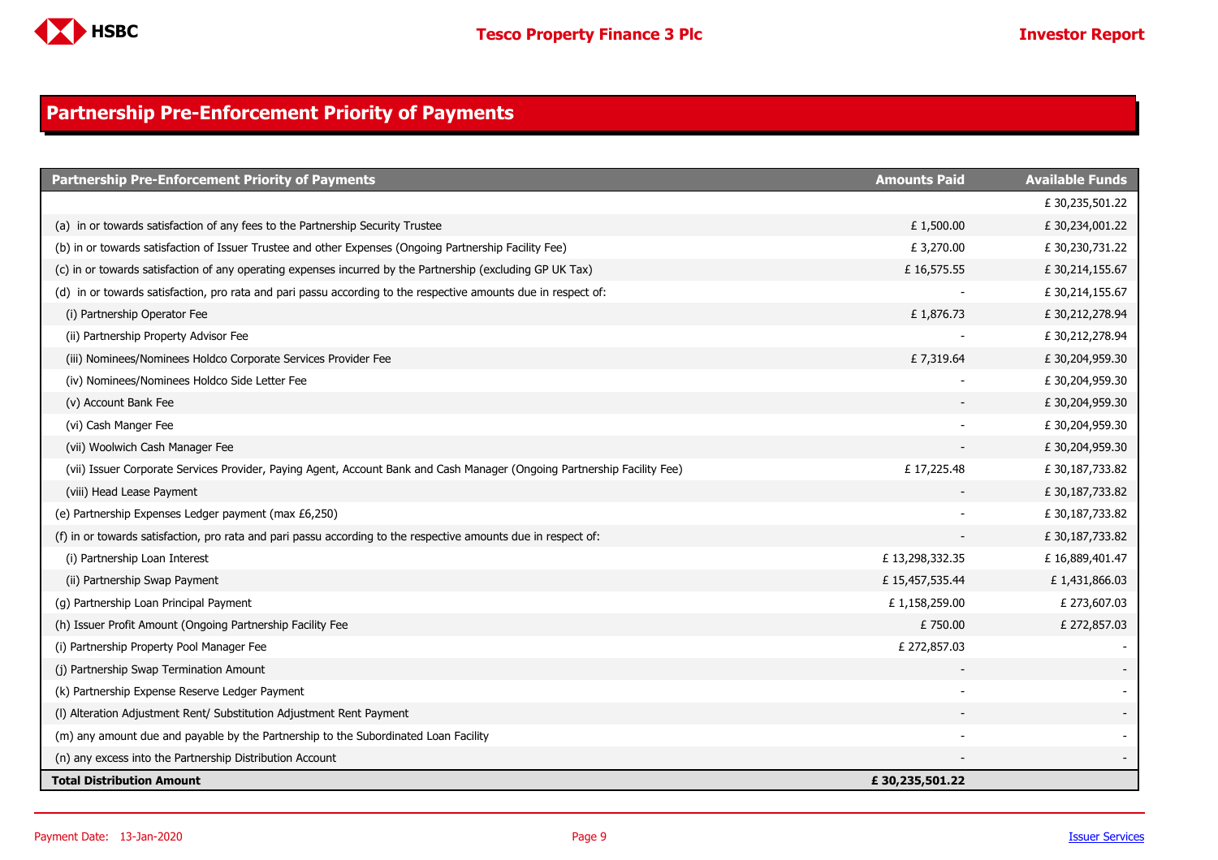## Partnership Pre-Enforcement Priority of Payments

| Partnership Pre-Enforcement Priority of Payments | Amounts Paid | Available Funds |
|---|---|---|
| | | £ 30,235,501.22 |
| (a) in or towards satisfaction of any fees to the Partnership Security Trustee | £ 1,500.00 | £ 30,234,001.22 |
| (b) in or towards satisfaction of Issuer Trustee and other Expenses (Ongoing Partnership Facility Fee) | £ 3,270.00 | £ 30,230,731.22 |
| (c) in or towards satisfaction of any operating expenses incurred by the Partnership (excluding GP UK Tax) | £ 16,575.55 | £ 30,214,155.67 |
| (d) in or towards satisfaction, pro rata and pari passu according to the respective amounts due in respect of: | - | £ 30,214,155.67 |
| (i) Partnership Operator Fee | £ 1,876.73 | £ 30,212,278.94 |
| (ii) Partnership Property Advisor Fee | - | £ 30,212,278.94 |
| (iii) Nominees/Nominees Holdco Corporate Services Provider Fee | £ 7,319.64 | £ 30,204,959.30 |
| (iv) Nominees/Nominees Holdco Side Letter Fee | - | £ 30,204,959.30 |
| (v) Account Bank Fee | - | £ 30,204,959.30 |
| (vi) Cash Manger Fee | - | £ 30,204,959.30 |
| (vii) Woolwich Cash Manager Fee | - | £ 30,204,959.30 |
| (vii) Issuer Corporate Services Provider, Paying Agent, Account Bank and Cash Manager (Ongoing Partnership Facility Fee) | £ 17,225.48 | £ 30,187,733.82 |
| (viii) Head Lease Payment | - | £ 30,187,733.82 |
| (e) Partnership Expenses Ledger payment (max £6,250) | - | £ 30,187,733.82 |
| (f) in or towards satisfaction, pro rata and pari passu according to the respective amounts due in respect of: | - | £ 30,187,733.82 |
| (i) Partnership Loan Interest | £ 13,298,332.35 | £ 16,889,401.47 |
| (ii) Partnership Swap Payment | £ 15,457,535.44 | £ 1,431,866.03 |
| (g) Partnership Loan Principal Payment | £ 1,158,259.00 | £ 273,607.03 |
| (h) Issuer Profit Amount (Ongoing Partnership Facility Fee | £ 750.00 | £ 272,857.03 |
| (i) Partnership Property Pool Manager Fee | £ 272,857.03 | - |
| (j) Partnership Swap Termination Amount | - | - |
| (k) Partnership Expense Reserve Ledger Payment | - | - |
| (l) Alteration Adjustment Rent/ Substitution Adjustment Rent Payment | - | - |
| (m) any amount due and payable by the Partnership to the Subordinated Loan Facility | - | - |
| (n) any excess into the Partnership Distribution Account | - | - |
| **Total Distribution Amount** | **£ 30,235,501.22** | |

Payment Date: 13-Jan-2020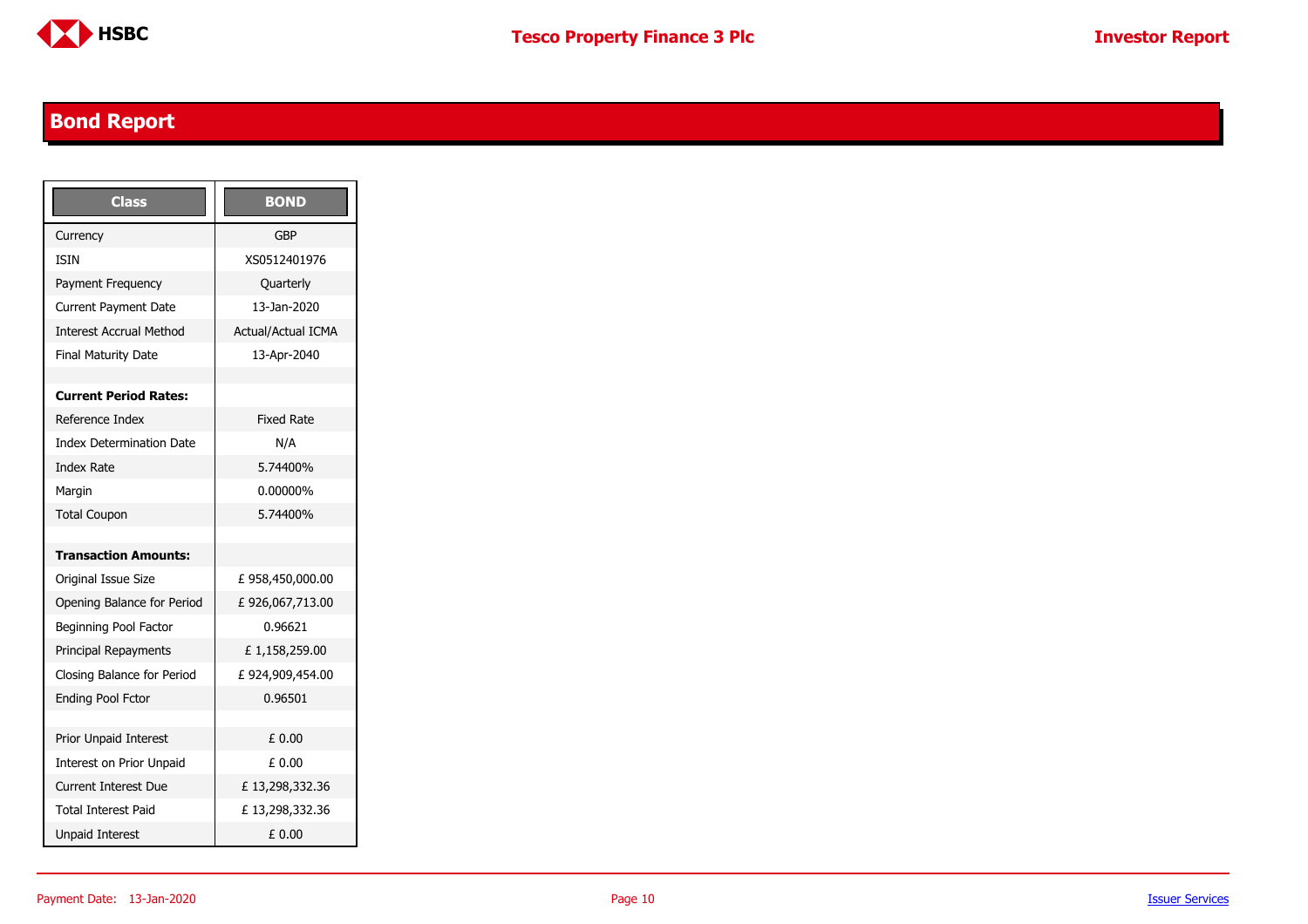## Bond Report

| Class | BOND |
|---|---|
| Currency | GBP |
| ISIN | XS0512401976 |
| Payment Frequency | Quarterly |
| Current Payment Date | 13-Jan-2020 |
| Interest Accrual Method | Actual/Actual ICMA |
| Final Maturity Date | 13-Apr-2040 |
| | |
| **Current Period Rates:** | |
| Reference Index | Fixed Rate |
| Index Determination Date | N/A |
| Index Rate | 5.74400% |
| Margin | 0.00000% |
| Total Coupon | 5.74400% |
| | |
| **Transaction Amounts:** | |
| Original Issue Size | £ 958,450,000.00 |
| Opening Balance for Period | £ 926,067,713.00 |
| Beginning Pool Factor | 0.96621 |
| Principal Repayments | £ 1,158,259.00 |
| Closing Balance for Period | £ 924,909,454.00 |
| Ending Pool Fctor | 0.96501 |
| | |
| Prior Unpaid Interest | £ 0.00 |
| Interest on Prior Unpaid | £ 0.00 |
| Current Interest Due | £ 13,298,332.36 |
| Total Interest Paid | £ 13,298,332.36 |
| Unpaid Interest | £ 0.00 |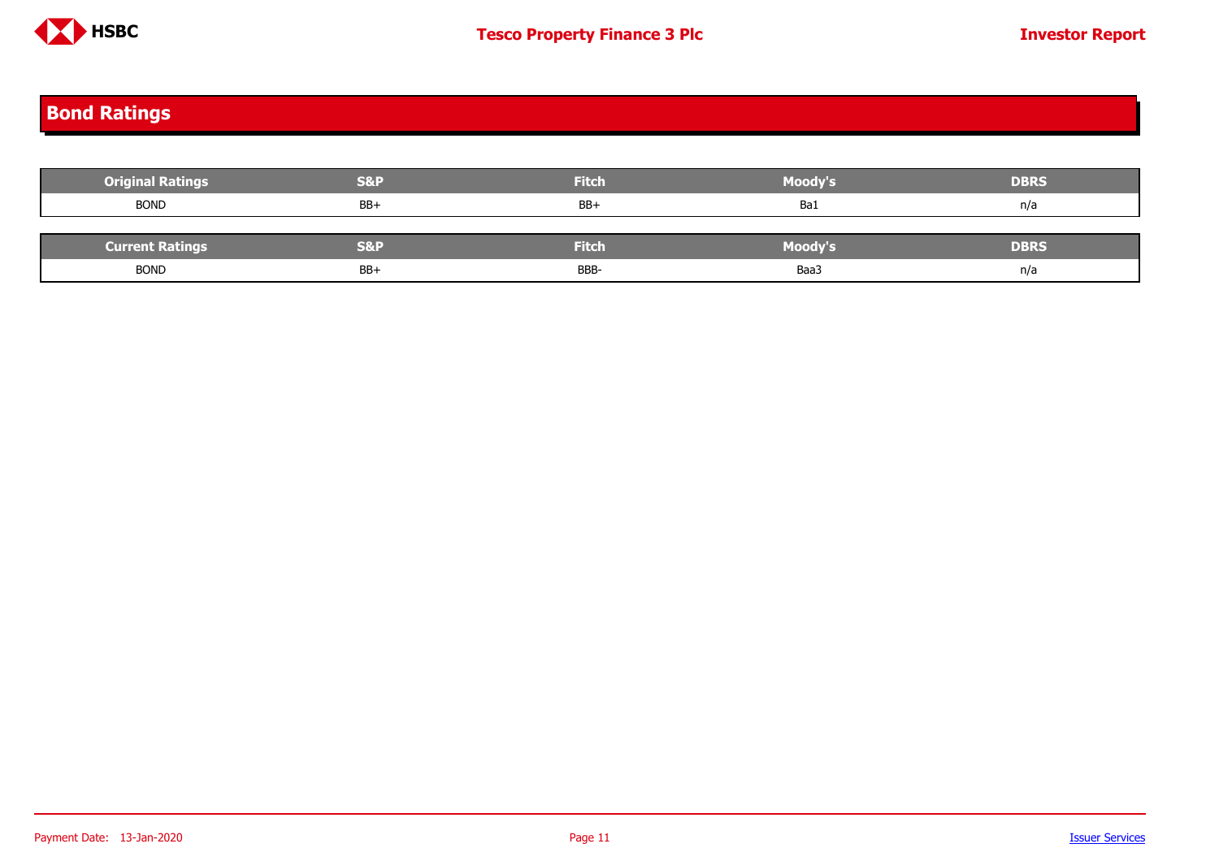## Bond Ratings

| Original Ratings | S&P | Fitch | Moody's | DBRS |
| --- | --- | --- | --- | --- |
| BOND | BB+ | BB+ | Ba1 | n/a |

| Current Ratings | S&P | Fitch | Moody's | DBRS |
| --- | --- | --- | --- | --- |
| BOND | BB+ | BBB- | Baa3 | n/a |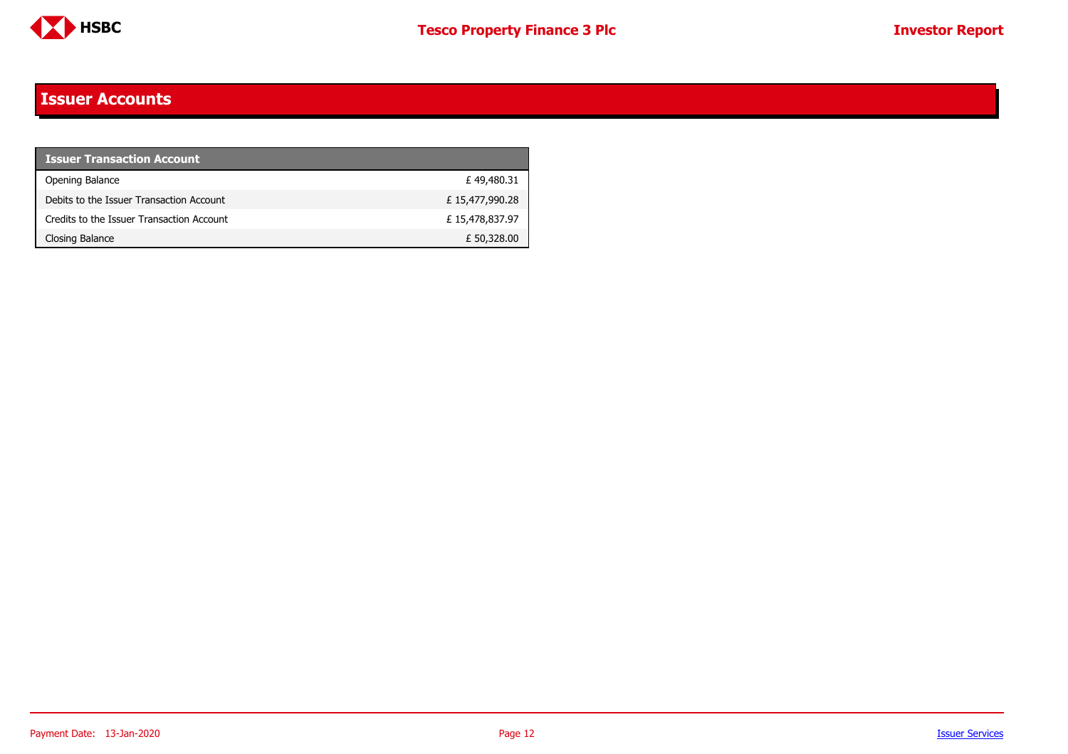# Issuer Accounts

| Issuer Transaction Account | |
|---|---|
| Opening Balance | £ 49,480.31 |
| Debits to the Issuer Transaction Account | £ 15,477,990.28 |
| Credits to the Issuer Transaction Account | £ 15,478,837.97 |
| Closing Balance | £ 50,328.00 |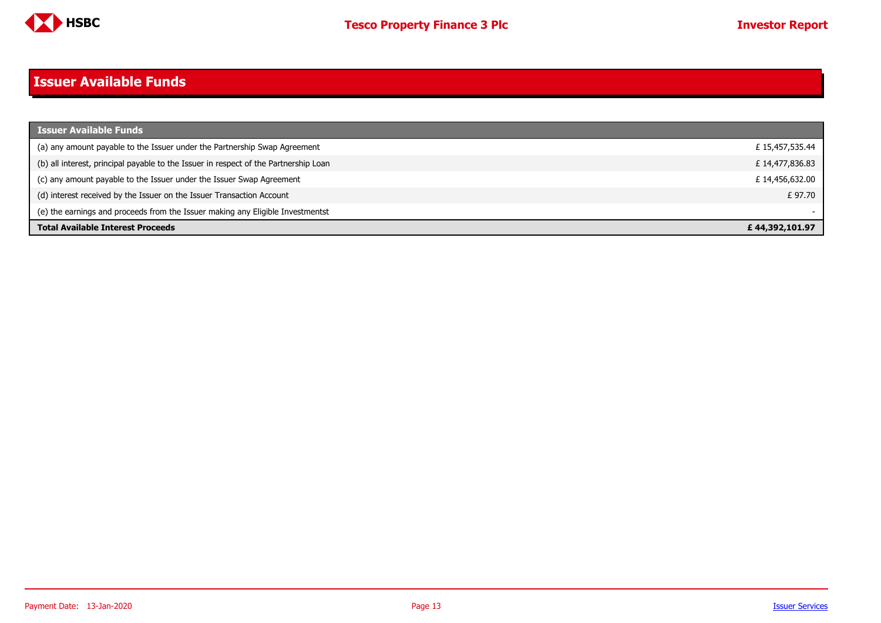# Issuer Available Funds

| Issuer Available Funds | |
|---|---|
| (a) any amount payable to the Issuer under the Partnership Swap Agreement | £ 15,457,535.44 |
| (b) all interest, principal payable to the Issuer in respect of the Partnership Loan | £ 14,477,836.83 |
| (c) any amount payable to the Issuer under the Issuer Swap Agreement | £ 14,456,632.00 |
| (d) interest received by the Issuer on the Issuer Transaction Account | £ 97.70 |
| (e) the earnings and proceeds from the Issuer making any Eligible Investmentst | - |
| **Total Available Interest Proceeds** | **£ 44,392,101.97** |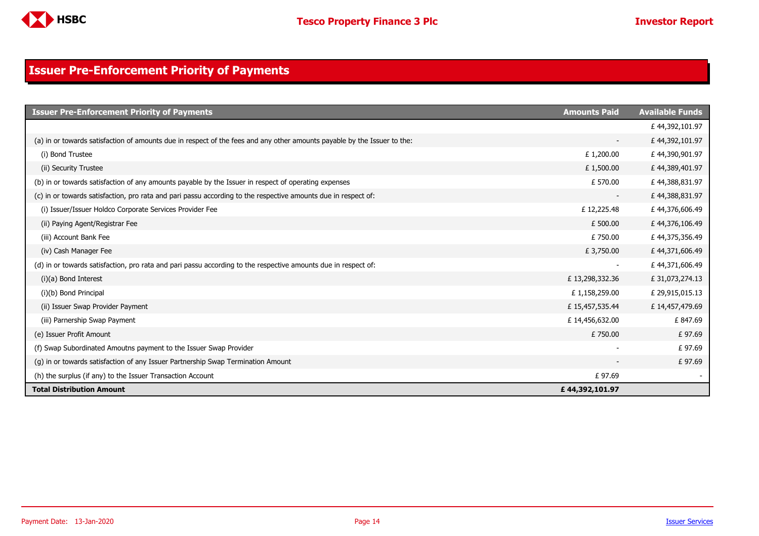# Issuer Pre-Enforcement Priority of Payments

| Issuer Pre-Enforcement Priority of Payments | Amounts Paid | Available Funds |
|---|---|---|
| | | £ 44,392,101.97 |
| (a) in or towards satisfaction of amounts due in respect of the fees and any other amounts payable by the Issuer to the: | - | £ 44,392,101.97 |
| (i) Bond Trustee | £ 1,200.00 | £ 44,390,901.97 |
| (ii) Security Trustee | £ 1,500.00 | £ 44,389,401.97 |
| (b) in or towards satisfaction of any amounts payable by the Issuer in respect of operating expenses | £ 570.00 | £ 44,388,831.97 |
| (c) in or towards satisfaction, pro rata and pari passu according to the respective amounts due in respect of: | - | £ 44,388,831.97 |
| (i) Issuer/Issuer Holdco Corporate Services Provider Fee | £ 12,225.48 | £ 44,376,606.49 |
| (ii) Paying Agent/Registrar Fee | £ 500.00 | £ 44,376,106.49 |
| (iii) Account Bank Fee | £ 750.00 | £ 44,375,356.49 |
| (iv) Cash Manager Fee | £ 3,750.00 | £ 44,371,606.49 |
| (d) in or towards satisfaction, pro rata and pari passu according to the respective amounts due in respect of: | - | £ 44,371,606.49 |
| (i)(a) Bond Interest | £ 13,298,332.36 | £ 31,073,274.13 |
| (i)(b) Bond Principal | £ 1,158,259.00 | £ 29,915,015.13 |
| (ii) Issuer Swap Provider Payment | £ 15,457,535.44 | £ 14,457,479.69 |
| (iii) Parnership Swap Payment | £ 14,456,632.00 | £ 847.69 |
| (e) Issuer Profit Amount | £ 750.00 | £ 97.69 |
| (f) Swap Subordinated Amoutns payment to the Issuer Swap Provider | - | £ 97.69 |
| (g) in or towards satisfaction of any Issuer Partnership Swap Termination Amount | - | £ 97.69 |
| (h) the surplus (if any) to the Issuer Transaction Account | £ 97.69 | - |
| **Total Distribution Amount** | **£ 44,392,101.97** | |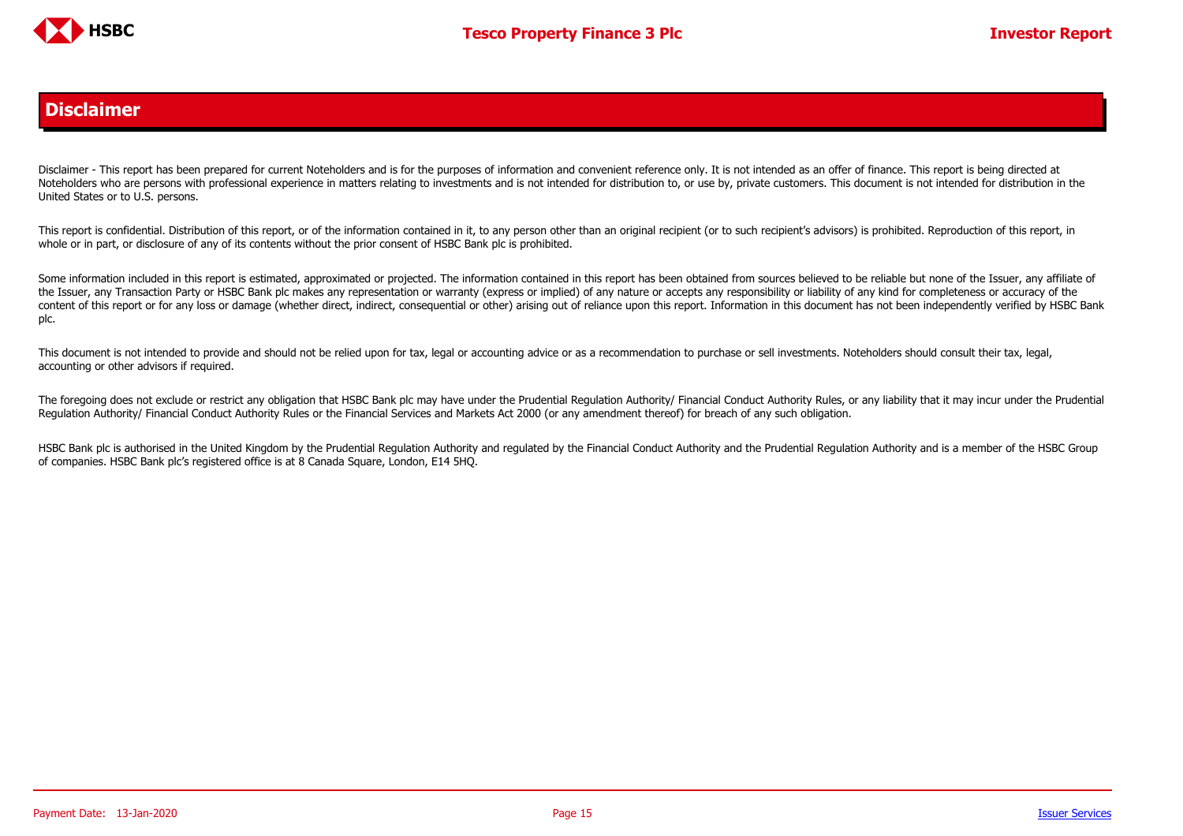## Disclaimer

Disclaimer - This report has been prepared for current Noteholders and is for the purposes of information and convenient reference only. It is not intended as an offer of finance. This report is being directed at Noteholders who are persons with professional experience in matters relating to investments and is not intended for distribution to, or use by, private customers. This document is not intended for distribution in the United States or to U.S. persons.

This report is confidential. Distribution of this report, or of the information contained in it, to any person other than an original recipient (or to such recipient's advisors) is prohibited. Reproduction of this report, in whole or in part, or disclosure of any of its contents without the prior consent of HSBC Bank plc is prohibited.

Some information included in this report is estimated, approximated or projected. The information contained in this report has been obtained from sources believed to be reliable but none of the Issuer, any affiliate of the Issuer, any Transaction Party or HSBC Bank plc makes any representation or warranty (express or implied) of any nature or accepts any responsibility or liability of any kind for completeness or accuracy of the content of this report or for any loss or damage (whether direct, indirect, consequential or other) arising out of reliance upon this report. Information in this document has not been independently verified by HSBC Bank plc.

This document is not intended to provide and should not be relied upon for tax, legal or accounting advice or as a recommendation to purchase or sell investments. Noteholders should consult their tax, legal, accounting or other advisors if required.

The foregoing does not exclude or restrict any obligation that HSBC Bank plc may have under the Prudential Regulation Authority/ Financial Conduct Authority Rules, or any liability that it may incur under the Prudential Regulation Authority/ Financial Conduct Authority Rules or the Financial Services and Markets Act 2000 (or any amendment thereof) for breach of any such obligation.

HSBC Bank plc is authorised in the United Kingdom by the Prudential Regulation Authority and regulated by the Financial Conduct Authority and the Prudential Regulation Authority and is a member of the HSBC Group of companies. HSBC Bank plc's registered office is at 8 Canada Square, London, E14 5HQ.